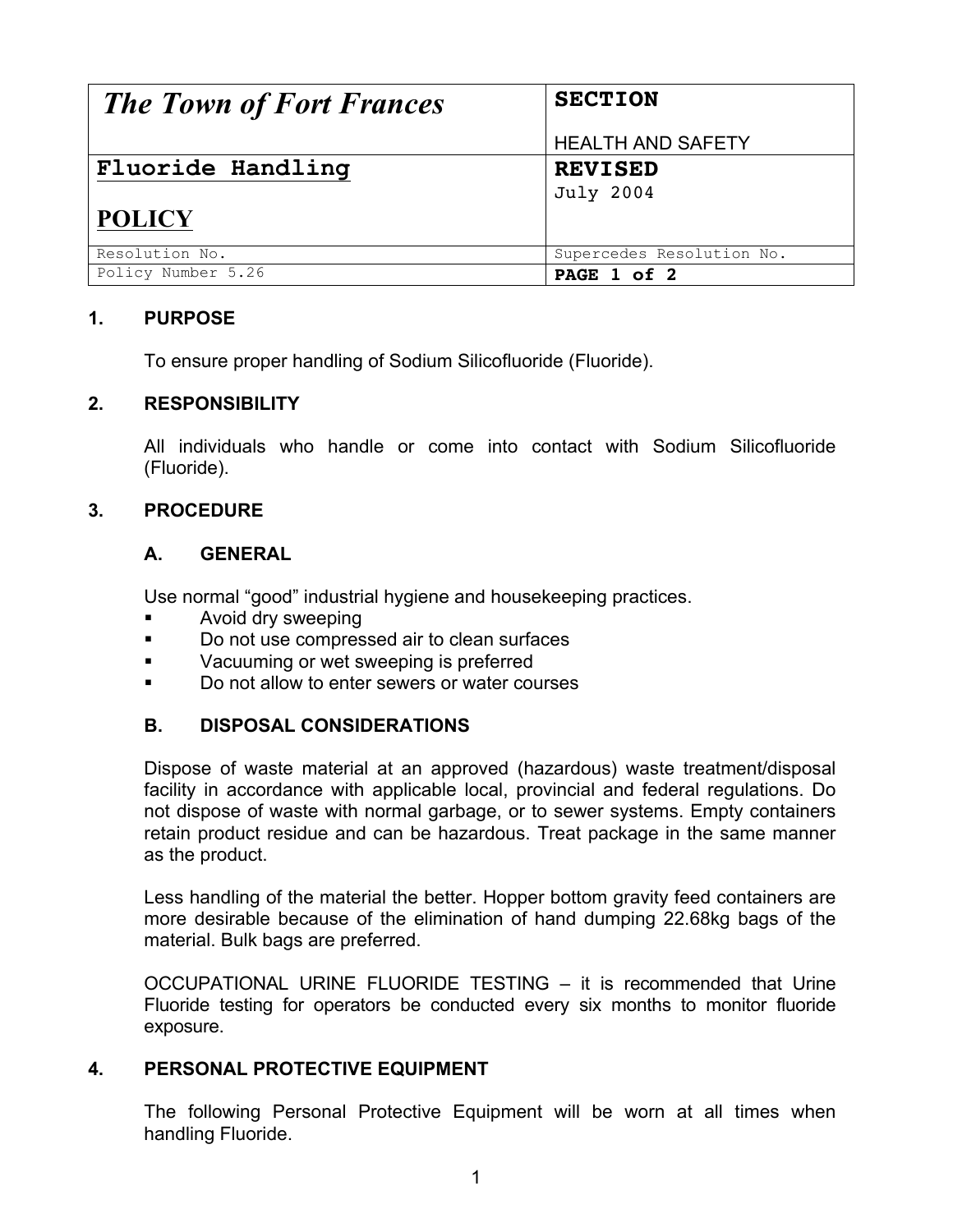| *The Town of Fort Frances* | **SECTION**<br><br>HEALTH AND SAFETY |
|---|---|
| **Fluoride Handling**<br><br>**POLICY** | **REVISED**<br>July 2004 |
| Resolution No. | Supercedes Resolution No. |
| Policy Number 5.26 | **PAGE 1 of 2** |

## 1. PURPOSE

To ensure proper handling of Sodium Silicofluoride (Fluoride).

## 2. RESPONSIBILITY

All individuals who handle or come into contact with Sodium Silicofluoride (Fluoride).

## 3. PROCEDURE

### A. GENERAL

Use normal "good" industrial hygiene and housekeeping practices.

- Avoid dry sweeping
- Do not use compressed air to clean surfaces
- Vacuuming or wet sweeping is preferred
- Do not allow to enter sewers or water courses

### B. DISPOSAL CONSIDERATIONS

Dispose of waste material at an approved (hazardous) waste treatment/disposal facility in accordance with applicable local, provincial and federal regulations. Do not dispose of waste with normal garbage, or to sewer systems. Empty containers retain product residue and can be hazardous. Treat package in the same manner as the product.

Less handling of the material the better. Hopper bottom gravity feed containers are more desirable because of the elimination of hand dumping 22.68kg bags of the material. Bulk bags are preferred.

OCCUPATIONAL URINE FLUORIDE TESTING – it is recommended that Urine Fluoride testing for operators be conducted every six months to monitor fluoride exposure.

## 4. PERSONAL PROTECTIVE EQUIPMENT

The following Personal Protective Equipment will be worn at all times when handling Fluoride.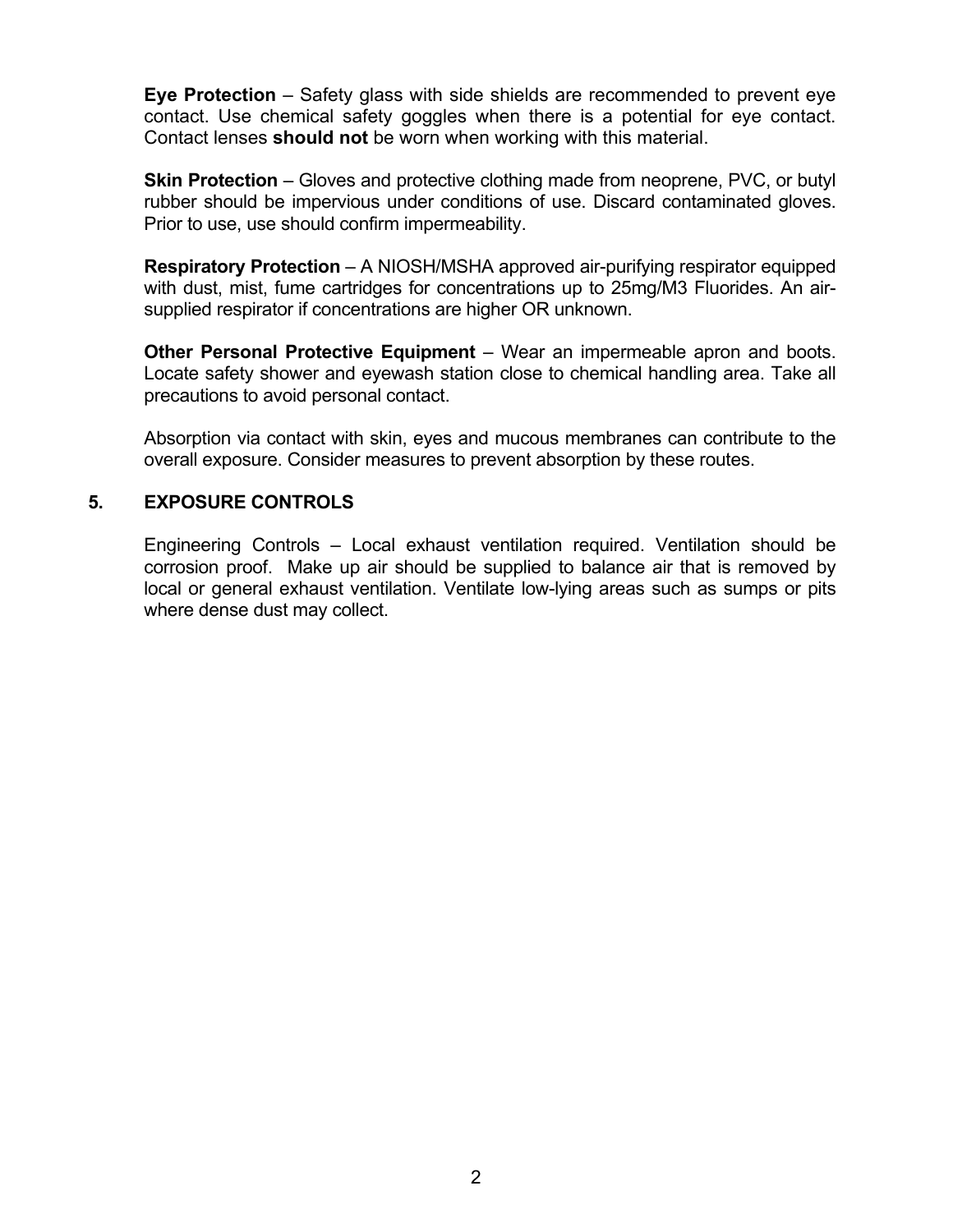**Eye Protection** – Safety glass with side shields are recommended to prevent eye contact. Use chemical safety goggles when there is a potential for eye contact. Contact lenses **should not** be worn when working with this material.

**Skin Protection** – Gloves and protective clothing made from neoprene, PVC, or butyl rubber should be impervious under conditions of use. Discard contaminated gloves. Prior to use, use should confirm impermeability.

**Respiratory Protection** – A NIOSH/MSHA approved air-purifying respirator equipped with dust, mist, fume cartridges for concentrations up to 25mg/M3 Fluorides. An air-supplied respirator if concentrations are higher OR unknown.

**Other Personal Protective Equipment** – Wear an impermeable apron and boots. Locate safety shower and eyewash station close to chemical handling area. Take all precautions to avoid personal contact.

Absorption via contact with skin, eyes and mucous membranes can contribute to the overall exposure. Consider measures to prevent absorption by these routes.

## 5. EXPOSURE CONTROLS

Engineering Controls – Local exhaust ventilation required. Ventilation should be corrosion proof. Make up air should be supplied to balance air that is removed by local or general exhaust ventilation. Ventilate low-lying areas such as sumps or pits where dense dust may collect.